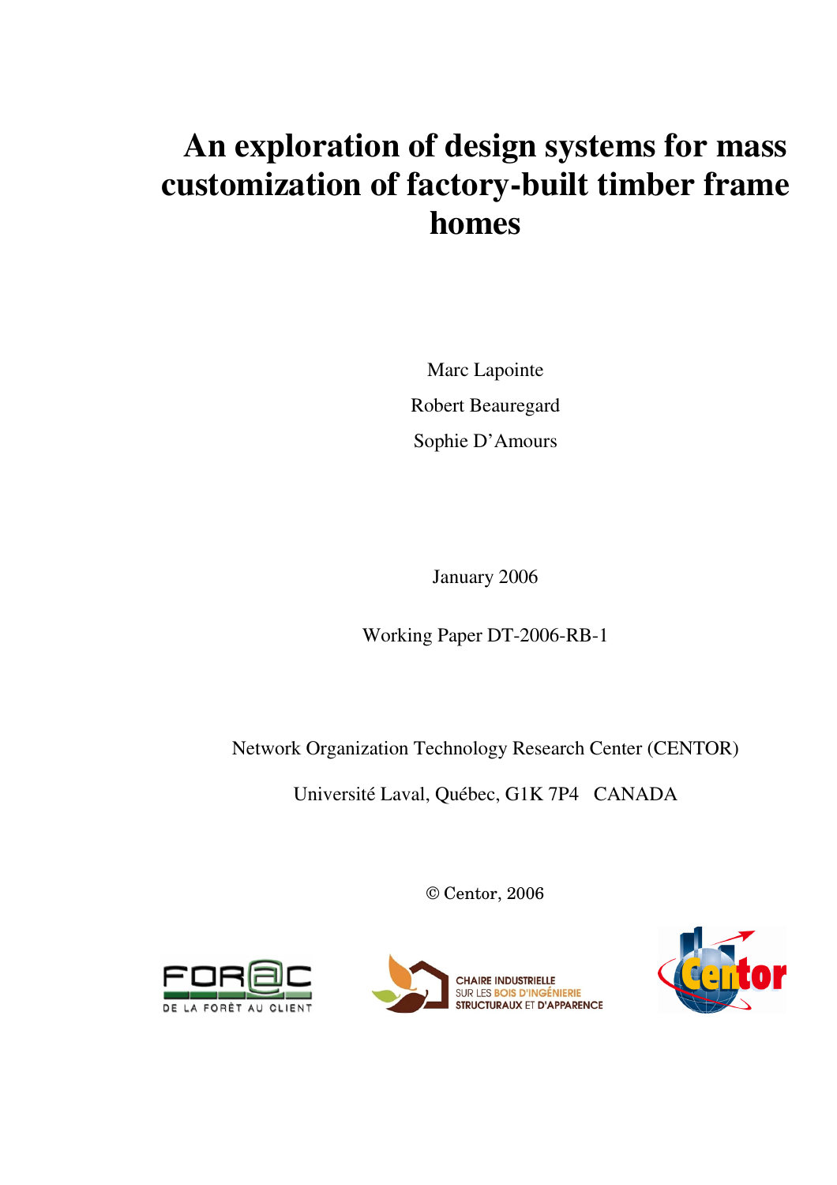# An exploration of design systems for mass customization of factory-built timber frame homes

Marc Lapointe

Robert Beauregard

Sophie D'Amours

January 2006

Working Paper DT-2006-RB-1

Network Organization Technology Research Center (CENTOR)

Université Laval, Québec, G1K 7P4 CANADA

© Centor, 2006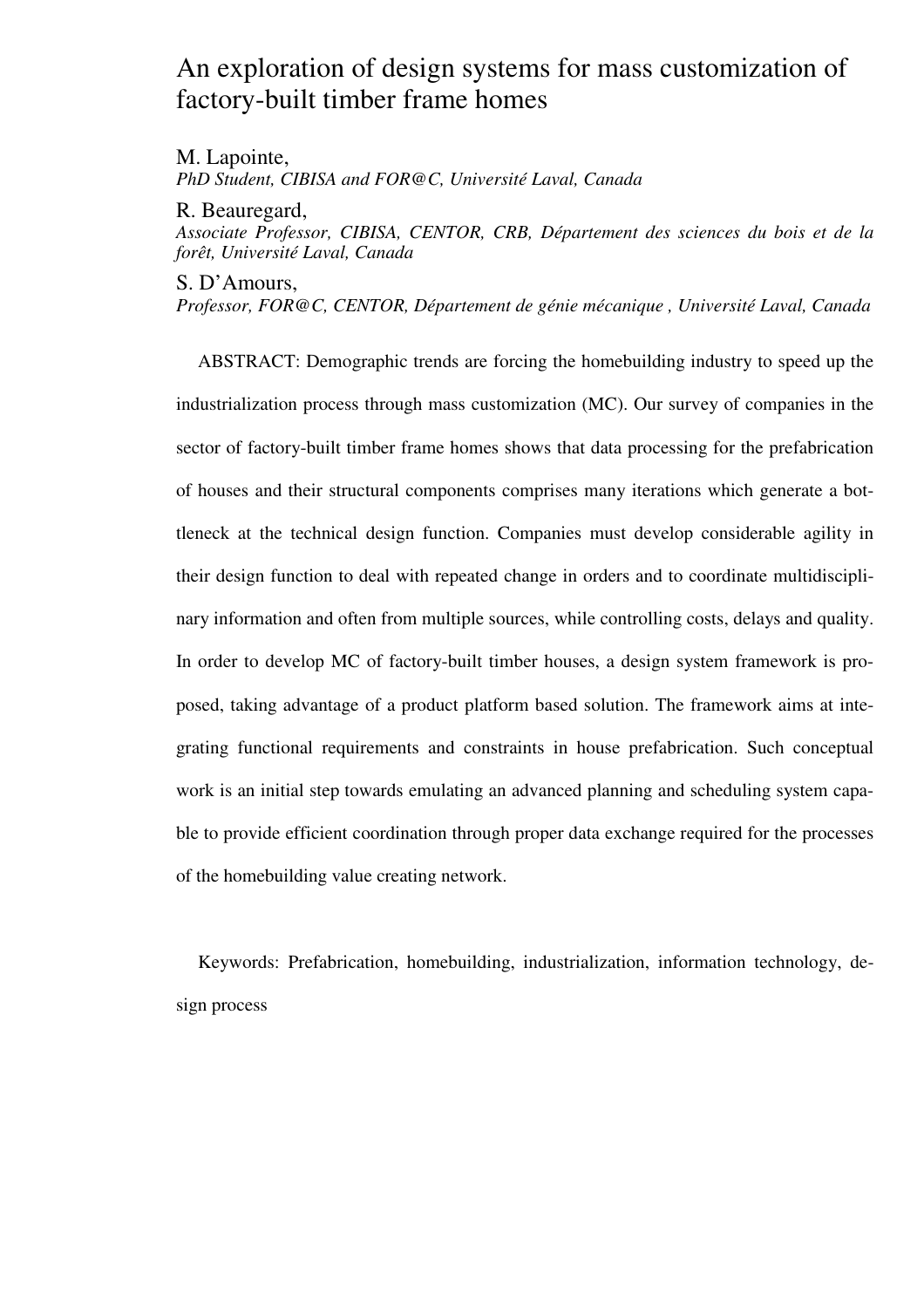# An exploration of design systems for mass customization of factory-built timber frame homes

M. Lapointe,
*PhD Student, CIBISA and FOR@C, Université Laval, Canada*

R. Beauregard,
*Associate Professor, CIBISA, CENTOR, CRB, Département des sciences du bois et de la forêt, Université Laval, Canada*

S. D'Amours,
*Professor, FOR@C, CENTOR, Département de génie mécanique , Université Laval, Canada*

ABSTRACT: Demographic trends are forcing the homebuilding industry to speed up the industrialization process through mass customization (MC). Our survey of companies in the sector of factory-built timber frame homes shows that data processing for the prefabrication of houses and their structural components comprises many iterations which generate a bottleneck at the technical design function. Companies must develop considerable agility in their design function to deal with repeated change in orders and to coordinate multidisciplinary information and often from multiple sources, while controlling costs, delays and quality. In order to develop MC of factory-built timber houses, a design system framework is proposed, taking advantage of a product platform based solution. The framework aims at integrating functional requirements and constraints in house prefabrication. Such conceptual work is an initial step towards emulating an advanced planning and scheduling system capable to provide efficient coordination through proper data exchange required for the processes of the homebuilding value creating network.

Keywords: Prefabrication, homebuilding, industrialization, information technology, design process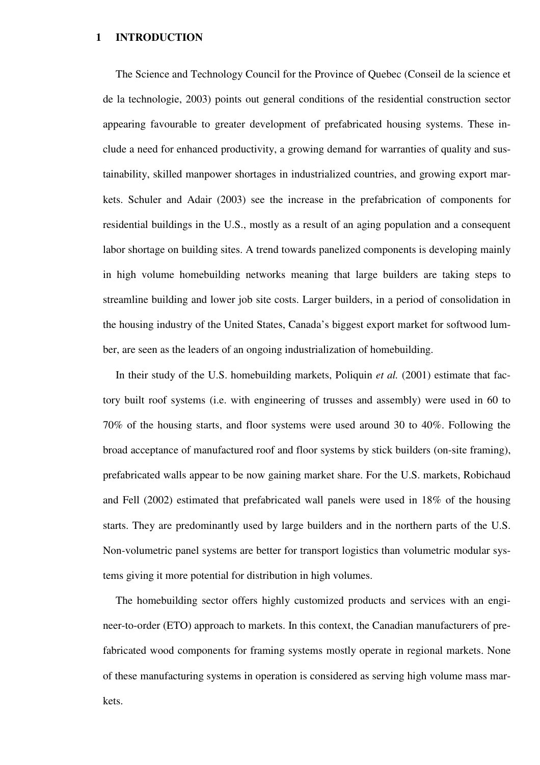# 1 INTRODUCTION

The Science and Technology Council for the Province of Quebec (Conseil de la science et de la technologie, 2003) points out general conditions of the residential construction sector appearing favourable to greater development of prefabricated housing systems. These include a need for enhanced productivity, a growing demand for warranties of quality and sustainability, skilled manpower shortages in industrialized countries, and growing export markets. Schuler and Adair (2003) see the increase in the prefabrication of components for residential buildings in the U.S., mostly as a result of an aging population and a consequent labor shortage on building sites. A trend towards panelized components is developing mainly in high volume homebuilding networks meaning that large builders are taking steps to streamline building and lower job site costs. Larger builders, in a period of consolidation in the housing industry of the United States, Canada's biggest export market for softwood lumber, are seen as the leaders of an ongoing industrialization of homebuilding.

In their study of the U.S. homebuilding markets, Poliquin *et al.* (2001) estimate that factory built roof systems (i.e. with engineering of trusses and assembly) were used in 60 to 70% of the housing starts, and floor systems were used around 30 to 40%. Following the broad acceptance of manufactured roof and floor systems by stick builders (on-site framing), prefabricated walls appear to be now gaining market share. For the U.S. markets, Robichaud and Fell (2002) estimated that prefabricated wall panels were used in 18% of the housing starts. They are predominantly used by large builders and in the northern parts of the U.S. Non-volumetric panel systems are better for transport logistics than volumetric modular systems giving it more potential for distribution in high volumes.

The homebuilding sector offers highly customized products and services with an engineer-to-order (ETO) approach to markets. In this context, the Canadian manufacturers of prefabricated wood components for framing systems mostly operate in regional markets. None of these manufacturing systems in operation is considered as serving high volume mass markets.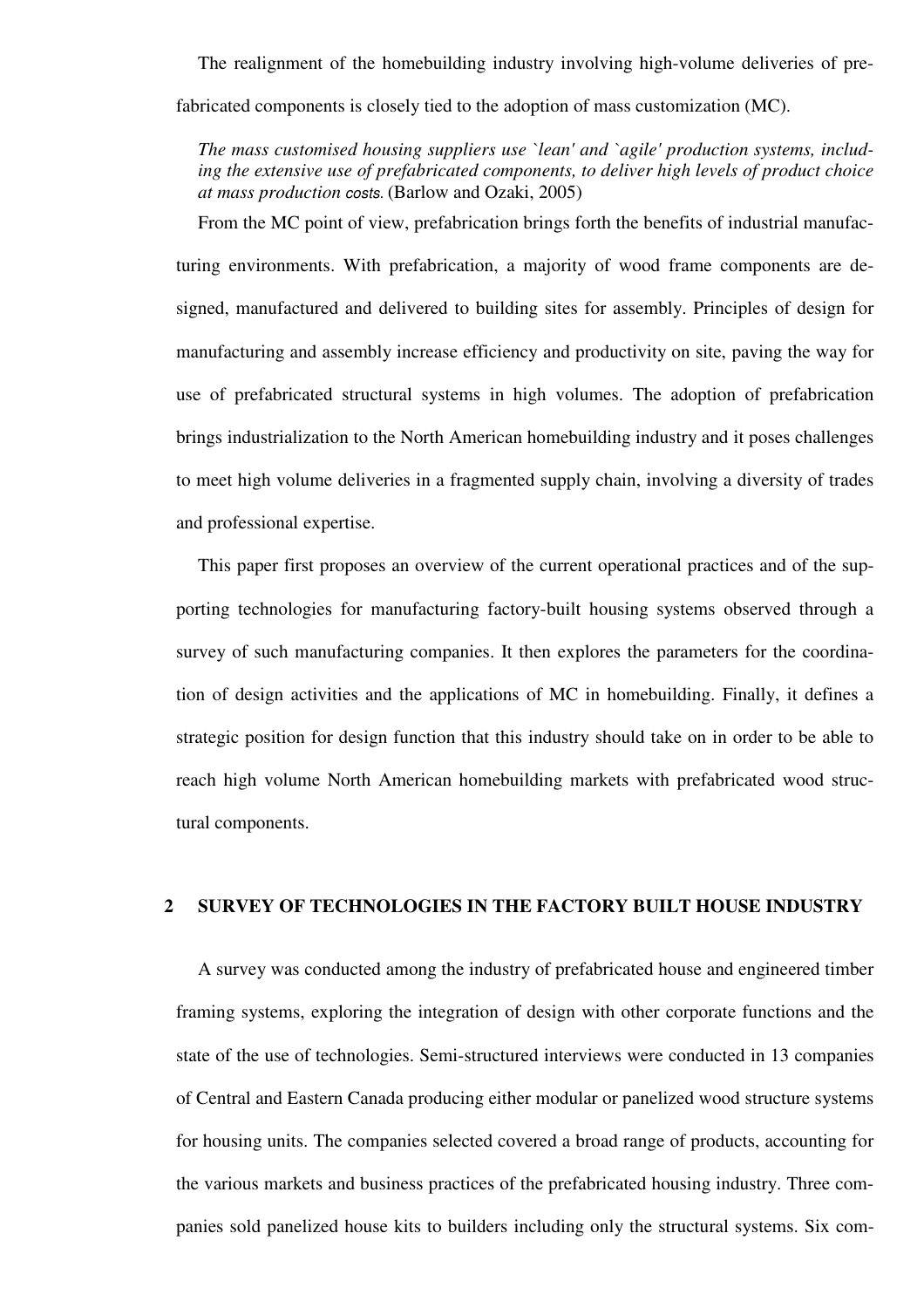The realignment of the homebuilding industry involving high-volume deliveries of prefabricated components is closely tied to the adoption of mass customization (MC).

> *The mass customised housing suppliers use `lean' and `agile' production systems, including the extensive use of prefabricated components, to deliver high levels of product choice at mass production costs.* (Barlow and Ozaki, 2005)

From the MC point of view, prefabrication brings forth the benefits of industrial manufacturing environments. With prefabrication, a majority of wood frame components are designed, manufactured and delivered to building sites for assembly. Principles of design for manufacturing and assembly increase efficiency and productivity on site, paving the way for use of prefabricated structural systems in high volumes. The adoption of prefabrication brings industrialization to the North American homebuilding industry and it poses challenges to meet high volume deliveries in a fragmented supply chain, involving a diversity of trades and professional expertise.

This paper first proposes an overview of the current operational practices and of the supporting technologies for manufacturing factory-built housing systems observed through a survey of such manufacturing companies. It then explores the parameters for the coordination of design activities and the applications of MC in homebuilding. Finally, it defines a strategic position for design function that this industry should take on in order to be able to reach high volume North American homebuilding markets with prefabricated wood structural components.

## 2 SURVEY OF TECHNOLOGIES IN THE FACTORY BUILT HOUSE INDUSTRY

A survey was conducted among the industry of prefabricated house and engineered timber framing systems, exploring the integration of design with other corporate functions and the state of the use of technologies. Semi-structured interviews were conducted in 13 companies of Central and Eastern Canada producing either modular or panelized wood structure systems for housing units. The companies selected covered a broad range of products, accounting for the various markets and business practices of the prefabricated housing industry. Three companies sold panelized house kits to builders including only the structural systems. Six com-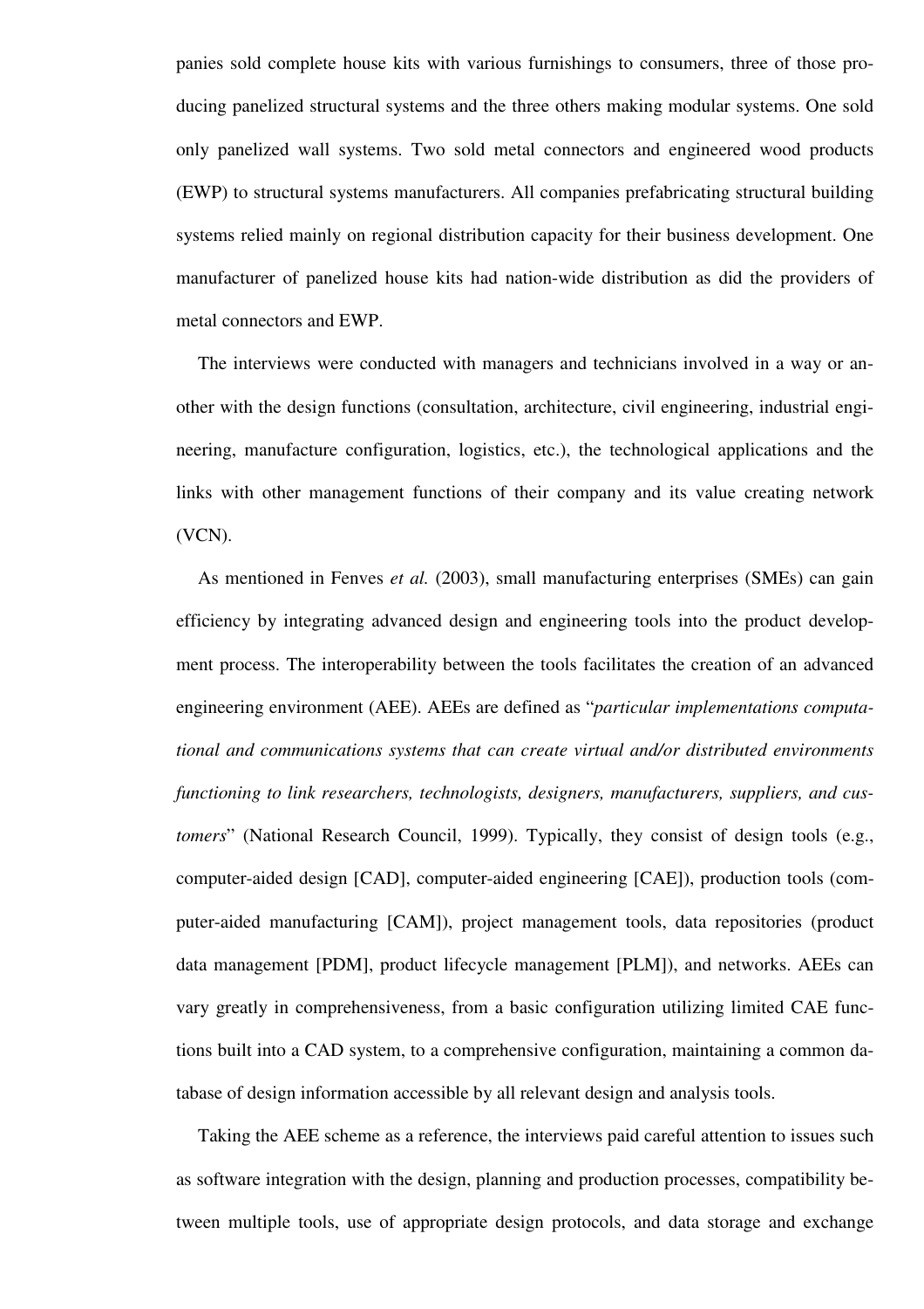panies sold complete house kits with various furnishings to consumers, three of those producing panelized structural systems and the three others making modular systems. One sold only panelized wall systems. Two sold metal connectors and engineered wood products (EWP) to structural systems manufacturers. All companies prefabricating structural building systems relied mainly on regional distribution capacity for their business development. One manufacturer of panelized house kits had nation-wide distribution as did the providers of metal connectors and EWP.

The interviews were conducted with managers and technicians involved in a way or another with the design functions (consultation, architecture, civil engineering, industrial engineering, manufacture configuration, logistics, etc.), the technological applications and the links with other management functions of their company and its value creating network (VCN).

As mentioned in Fenves *et al.* (2003), small manufacturing enterprises (SMEs) can gain efficiency by integrating advanced design and engineering tools into the product development process. The interoperability between the tools facilitates the creation of an advanced engineering environment (AEE). AEEs are defined as "*particular implementations computational and communications systems that can create virtual and/or distributed environments functioning to link researchers, technologists, designers, manufacturers, suppliers, and customers*" (National Research Council, 1999). Typically, they consist of design tools (e.g., computer-aided design [CAD], computer-aided engineering [CAE]), production tools (computer-aided manufacturing [CAM]), project management tools, data repositories (product data management [PDM], product lifecycle management [PLM]), and networks. AEEs can vary greatly in comprehensiveness, from a basic configuration utilizing limited CAE functions built into a CAD system, to a comprehensive configuration, maintaining a common database of design information accessible by all relevant design and analysis tools.

Taking the AEE scheme as a reference, the interviews paid careful attention to issues such as software integration with the design, planning and production processes, compatibility between multiple tools, use of appropriate design protocols, and data storage and exchange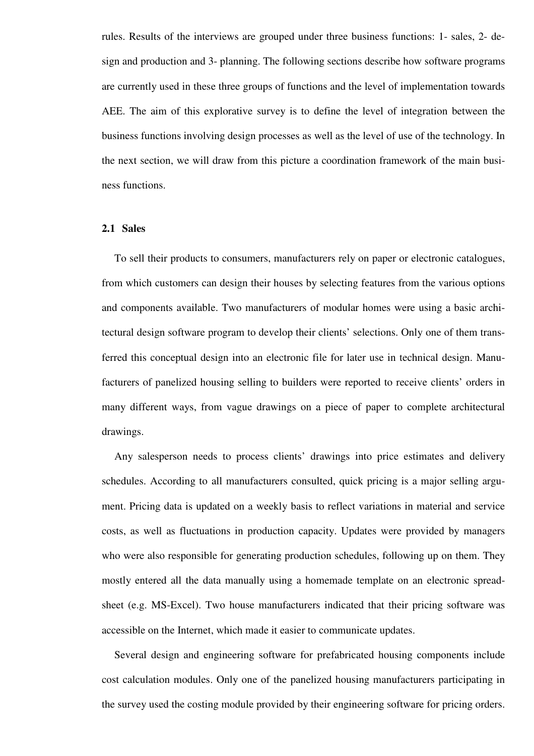rules. Results of the interviews are grouped under three business functions: 1- sales, 2- design and production and 3- planning. The following sections describe how software programs are currently used in these three groups of functions and the level of implementation towards AEE. The aim of this explorative survey is to define the level of integration between the business functions involving design processes as well as the level of use of the technology. In the next section, we will draw from this picture a coordination framework of the main business functions.

### 2.1 Sales

To sell their products to consumers, manufacturers rely on paper or electronic catalogues, from which customers can design their houses by selecting features from the various options and components available. Two manufacturers of modular homes were using a basic architectural design software program to develop their clients' selections. Only one of them transferred this conceptual design into an electronic file for later use in technical design. Manufacturers of panelized housing selling to builders were reported to receive clients' orders in many different ways, from vague drawings on a piece of paper to complete architectural drawings.

Any salesperson needs to process clients' drawings into price estimates and delivery schedules. According to all manufacturers consulted, quick pricing is a major selling argument. Pricing data is updated on a weekly basis to reflect variations in material and service costs, as well as fluctuations in production capacity. Updates were provided by managers who were also responsible for generating production schedules, following up on them. They mostly entered all the data manually using a homemade template on an electronic spreadsheet (e.g. MS-Excel). Two house manufacturers indicated that their pricing software was accessible on the Internet, which made it easier to communicate updates.

Several design and engineering software for prefabricated housing components include cost calculation modules. Only one of the panelized housing manufacturers participating in the survey used the costing module provided by their engineering software for pricing orders.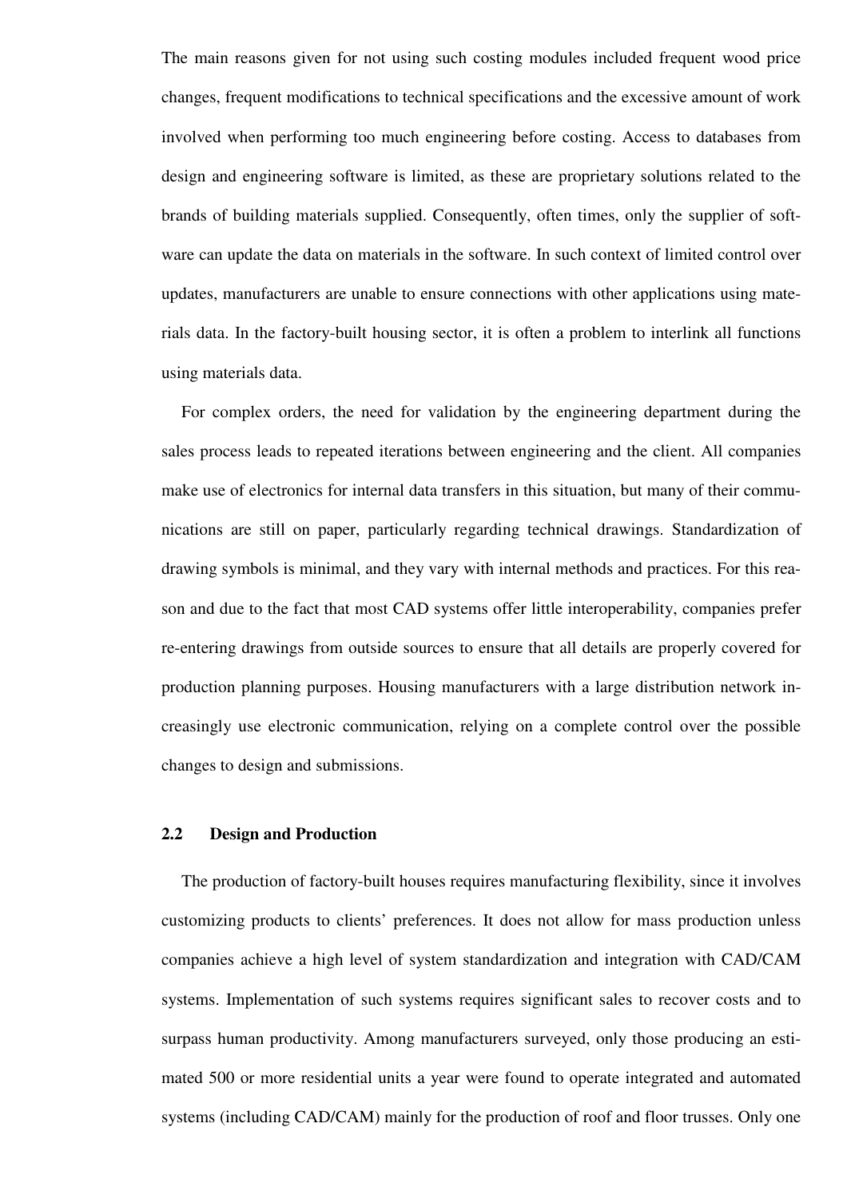The main reasons given for not using such costing modules included frequent wood price changes, frequent modifications to technical specifications and the excessive amount of work involved when performing too much engineering before costing. Access to databases from design and engineering software is limited, as these are proprietary solutions related to the brands of building materials supplied. Consequently, often times, only the supplier of software can update the data on materials in the software. In such context of limited control over updates, manufacturers are unable to ensure connections with other applications using materials data. In the factory-built housing sector, it is often a problem to interlink all functions using materials data.

For complex orders, the need for validation by the engineering department during the sales process leads to repeated iterations between engineering and the client. All companies make use of electronics for internal data transfers in this situation, but many of their communications are still on paper, particularly regarding technical drawings. Standardization of drawing symbols is minimal, and they vary with internal methods and practices. For this reason and due to the fact that most CAD systems offer little interoperability, companies prefer re-entering drawings from outside sources to ensure that all details are properly covered for production planning purposes. Housing manufacturers with a large distribution network increasingly use electronic communication, relying on a complete control over the possible changes to design and submissions.

## 2.2 Design and Production

The production of factory-built houses requires manufacturing flexibility, since it involves customizing products to clients' preferences. It does not allow for mass production unless companies achieve a high level of system standardization and integration with CAD/CAM systems. Implementation of such systems requires significant sales to recover costs and to surpass human productivity. Among manufacturers surveyed, only those producing an estimated 500 or more residential units a year were found to operate integrated and automated systems (including CAD/CAM) mainly for the production of roof and floor trusses. Only one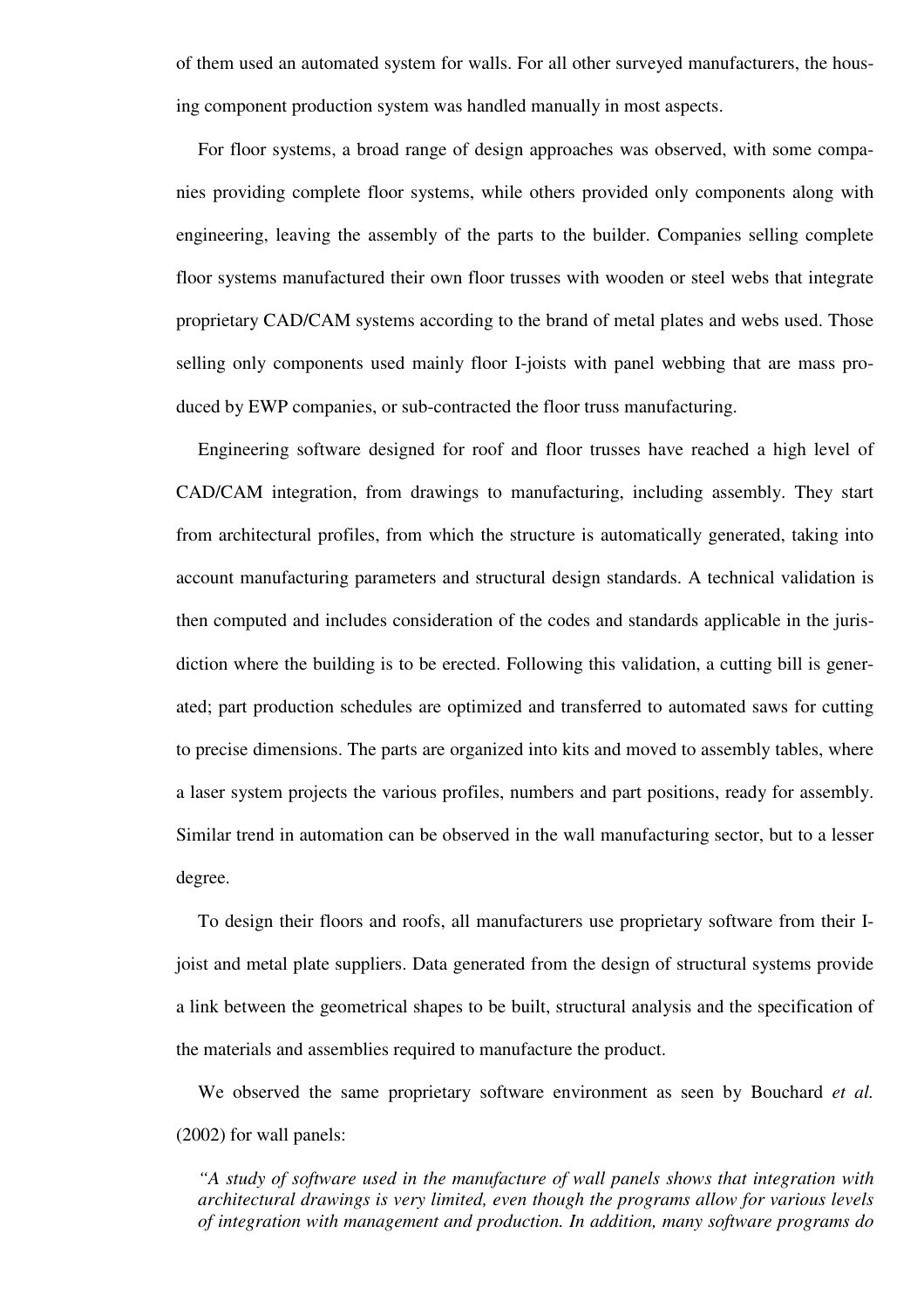of them used an automated system for walls. For all other surveyed manufacturers, the housing component production system was handled manually in most aspects.

For floor systems, a broad range of design approaches was observed, with some companies providing complete floor systems, while others provided only components along with engineering, leaving the assembly of the parts to the builder. Companies selling complete floor systems manufactured their own floor trusses with wooden or steel webs that integrate proprietary CAD/CAM systems according to the brand of metal plates and webs used. Those selling only components used mainly floor I-joists with panel webbing that are mass produced by EWP companies, or sub-contracted the floor truss manufacturing.

Engineering software designed for roof and floor trusses have reached a high level of CAD/CAM integration, from drawings to manufacturing, including assembly. They start from architectural profiles, from which the structure is automatically generated, taking into account manufacturing parameters and structural design standards. A technical validation is then computed and includes consideration of the codes and standards applicable in the jurisdiction where the building is to be erected. Following this validation, a cutting bill is generated; part production schedules are optimized and transferred to automated saws for cutting to precise dimensions. The parts are organized into kits and moved to assembly tables, where a laser system projects the various profiles, numbers and part positions, ready for assembly. Similar trend in automation can be observed in the wall manufacturing sector, but to a lesser degree.

To design their floors and roofs, all manufacturers use proprietary software from their I-joist and metal plate suppliers. Data generated from the design of structural systems provide a link between the geometrical shapes to be built, structural analysis and the specification of the materials and assemblies required to manufacture the product.

We observed the same proprietary software environment as seen by Bouchard *et al.* (2002) for wall panels:

> *"A study of software used in the manufacture of wall panels shows that integration with architectural drawings is very limited, even though the programs allow for various levels of integration with management and production. In addition, many software programs do*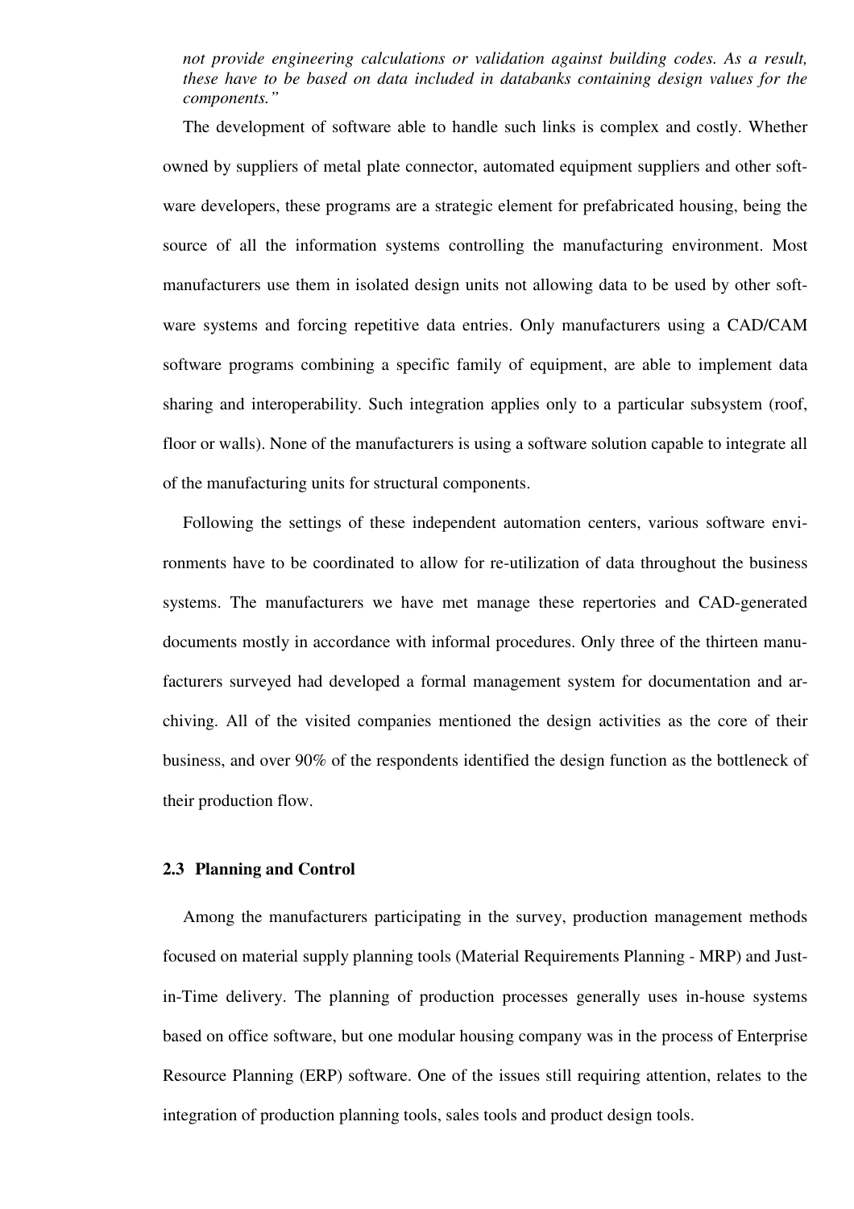*not provide engineering calculations or validation against building codes. As a result, these have to be based on data included in databanks containing design values for the components."*

The development of software able to handle such links is complex and costly. Whether owned by suppliers of metal plate connector, automated equipment suppliers and other software developers, these programs are a strategic element for prefabricated housing, being the source of all the information systems controlling the manufacturing environment. Most manufacturers use them in isolated design units not allowing data to be used by other software systems and forcing repetitive data entries. Only manufacturers using a CAD/CAM software programs combining a specific family of equipment, are able to implement data sharing and interoperability. Such integration applies only to a particular subsystem (roof, floor or walls). None of the manufacturers is using a software solution capable to integrate all of the manufacturing units for structural components.

Following the settings of these independent automation centers, various software environments have to be coordinated to allow for re-utilization of data throughout the business systems. The manufacturers we have met manage these repertories and CAD-generated documents mostly in accordance with informal procedures. Only three of the thirteen manufacturers surveyed had developed a formal management system for documentation and archiving. All of the visited companies mentioned the design activities as the core of their business, and over 90% of the respondents identified the design function as the bottleneck of their production flow.

### 2.3 Planning and Control

Among the manufacturers participating in the survey, production management methods focused on material supply planning tools (Material Requirements Planning - MRP) and Just-in-Time delivery. The planning of production processes generally uses in-house systems based on office software, but one modular housing company was in the process of Enterprise Resource Planning (ERP) software. One of the issues still requiring attention, relates to the integration of production planning tools, sales tools and product design tools.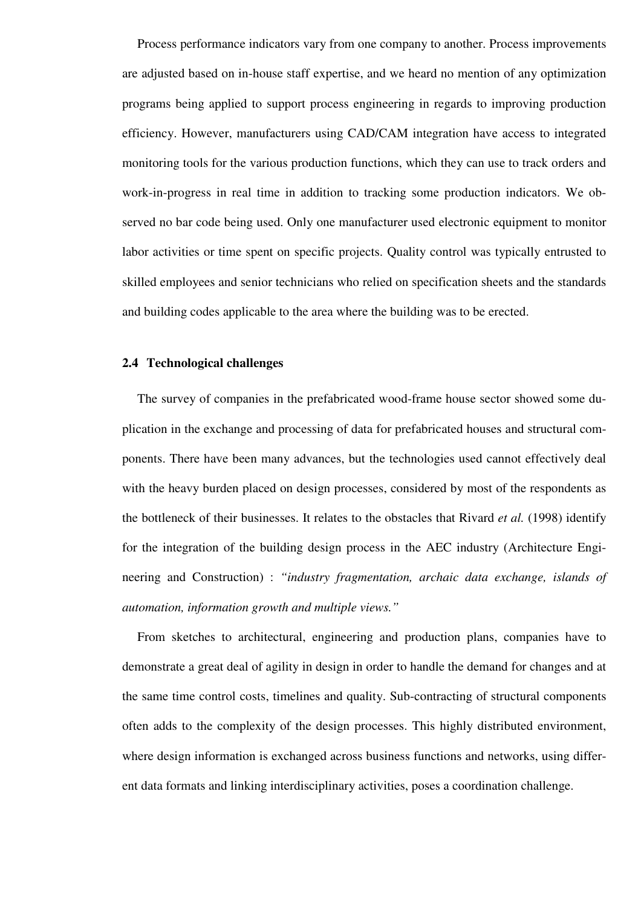Process performance indicators vary from one company to another. Process improvements are adjusted based on in-house staff expertise, and we heard no mention of any optimization programs being applied to support process engineering in regards to improving production efficiency. However, manufacturers using CAD/CAM integration have access to integrated monitoring tools for the various production functions, which they can use to track orders and work-in-progress in real time in addition to tracking some production indicators. We observed no bar code being used. Only one manufacturer used electronic equipment to monitor labor activities or time spent on specific projects. Quality control was typically entrusted to skilled employees and senior technicians who relied on specification sheets and the standards and building codes applicable to the area where the building was to be erected.

### 2.4 Technological challenges

The survey of companies in the prefabricated wood-frame house sector showed some duplication in the exchange and processing of data for prefabricated houses and structural components. There have been many advances, but the technologies used cannot effectively deal with the heavy burden placed on design processes, considered by most of the respondents as the bottleneck of their businesses. It relates to the obstacles that Rivard *et al.* (1998) identify for the integration of the building design process in the AEC industry (Architecture Engineering and Construction) : *"industry fragmentation, archaic data exchange, islands of automation, information growth and multiple views."*

From sketches to architectural, engineering and production plans, companies have to demonstrate a great deal of agility in design in order to handle the demand for changes and at the same time control costs, timelines and quality. Sub-contracting of structural components often adds to the complexity of the design processes. This highly distributed environment, where design information is exchanged across business functions and networks, using different data formats and linking interdisciplinary activities, poses a coordination challenge.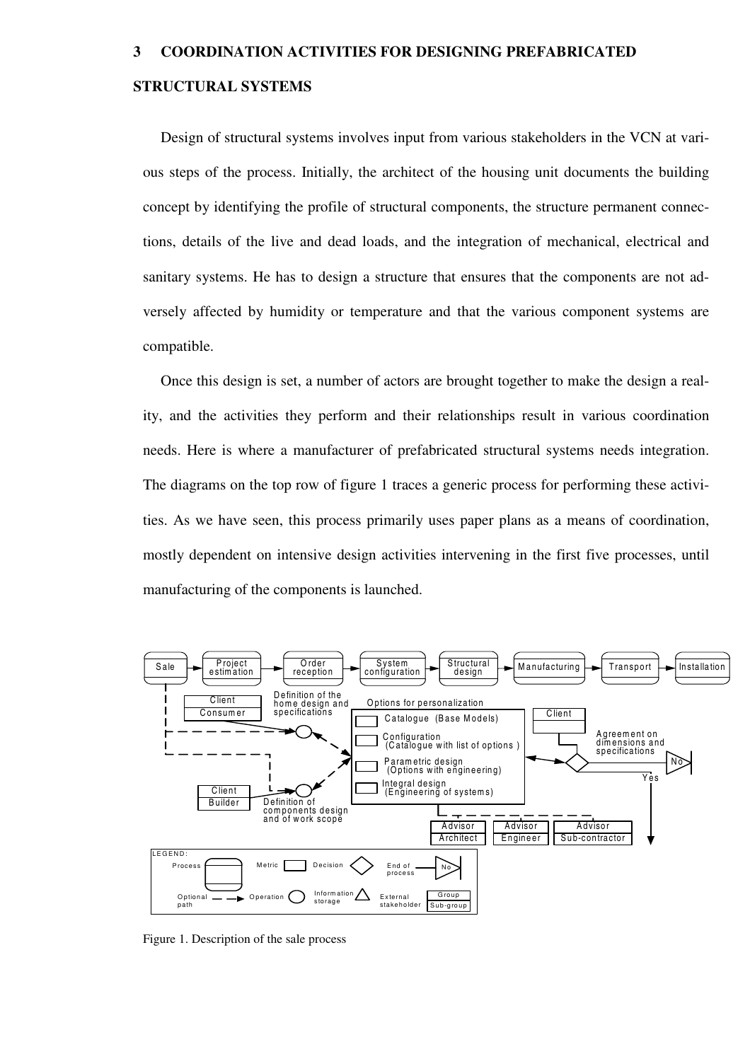## 3 COORDINATION ACTIVITIES FOR DESIGNING PREFABRICATED STRUCTURAL SYSTEMS

Design of structural systems involves input from various stakeholders in the VCN at various steps of the process. Initially, the architect of the housing unit documents the building concept by identifying the profile of structural components, the structure permanent connections, details of the live and dead loads, and the integration of mechanical, electrical and sanitary systems. He has to design a structure that ensures that the components are not adversely affected by humidity or temperature and that the various component systems are compatible.

Once this design is set, a number of actors are brought together to make the design a reality, and the activities they perform and their relationships result in various coordination needs. Here is where a manufacturer of prefabricated structural systems needs integration. The diagrams on the top row of figure 1 traces a generic process for performing these activities. As we have seen, this process primarily uses paper plans as a means of coordination, mostly dependent on intensive design activities intervening in the first five processes, until manufacturing of the components is launched.

Sale → Project estimation → Order reception → System configuration → Structural design → Manufacturing → Transport → Installation

Client / Consumer — Definition of the home design and specifications

Client / Builder — Definition of components design and of work scope

Options for personalization:
- Catalogue (Base Models)
- Configuration (Catalogue with list of options)
- Parametric design (Options with engineering)
- Integral design (Engineering of systems)

Client — Agreement on dimensions and specifications — No / Yes

Advisor / Architect — Advisor / Engineer — Advisor / Sub-contractor

LEGEND: Process; Metric; Decision; End of process (No); Optional path; Operation; Information storage; External stakeholder (Group / Sub-group)

Figure 1. Description of the sale process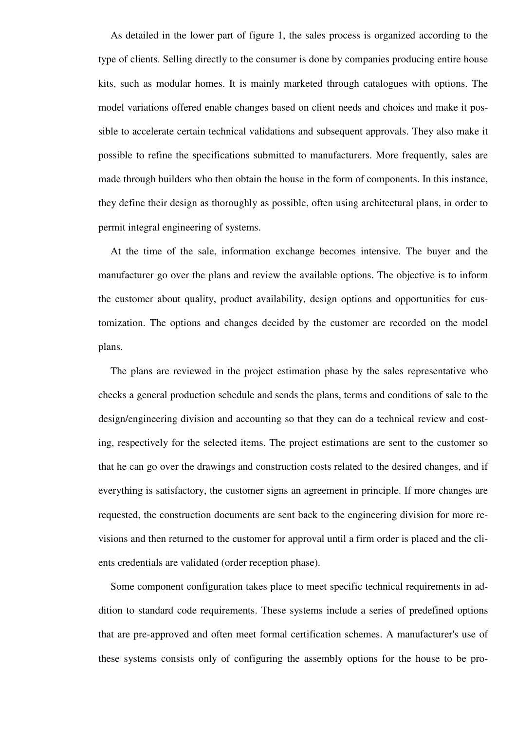As detailed in the lower part of figure 1, the sales process is organized according to the type of clients. Selling directly to the consumer is done by companies producing entire house kits, such as modular homes. It is mainly marketed through catalogues with options. The model variations offered enable changes based on client needs and choices and make it possible to accelerate certain technical validations and subsequent approvals. They also make it possible to refine the specifications submitted to manufacturers. More frequently, sales are made through builders who then obtain the house in the form of components. In this instance, they define their design as thoroughly as possible, often using architectural plans, in order to permit integral engineering of systems.

At the time of the sale, information exchange becomes intensive. The buyer and the manufacturer go over the plans and review the available options. The objective is to inform the customer about quality, product availability, design options and opportunities for customization. The options and changes decided by the customer are recorded on the model plans.

The plans are reviewed in the project estimation phase by the sales representative who checks a general production schedule and sends the plans, terms and conditions of sale to the design/engineering division and accounting so that they can do a technical review and costing, respectively for the selected items. The project estimations are sent to the customer so that he can go over the drawings and construction costs related to the desired changes, and if everything is satisfactory, the customer signs an agreement in principle. If more changes are requested, the construction documents are sent back to the engineering division for more revisions and then returned to the customer for approval until a firm order is placed and the clients credentials are validated (order reception phase).

Some component configuration takes place to meet specific technical requirements in addition to standard code requirements. These systems include a series of predefined options that are pre-approved and often meet formal certification schemes. A manufacturer's use of these systems consists only of configuring the assembly options for the house to be pro-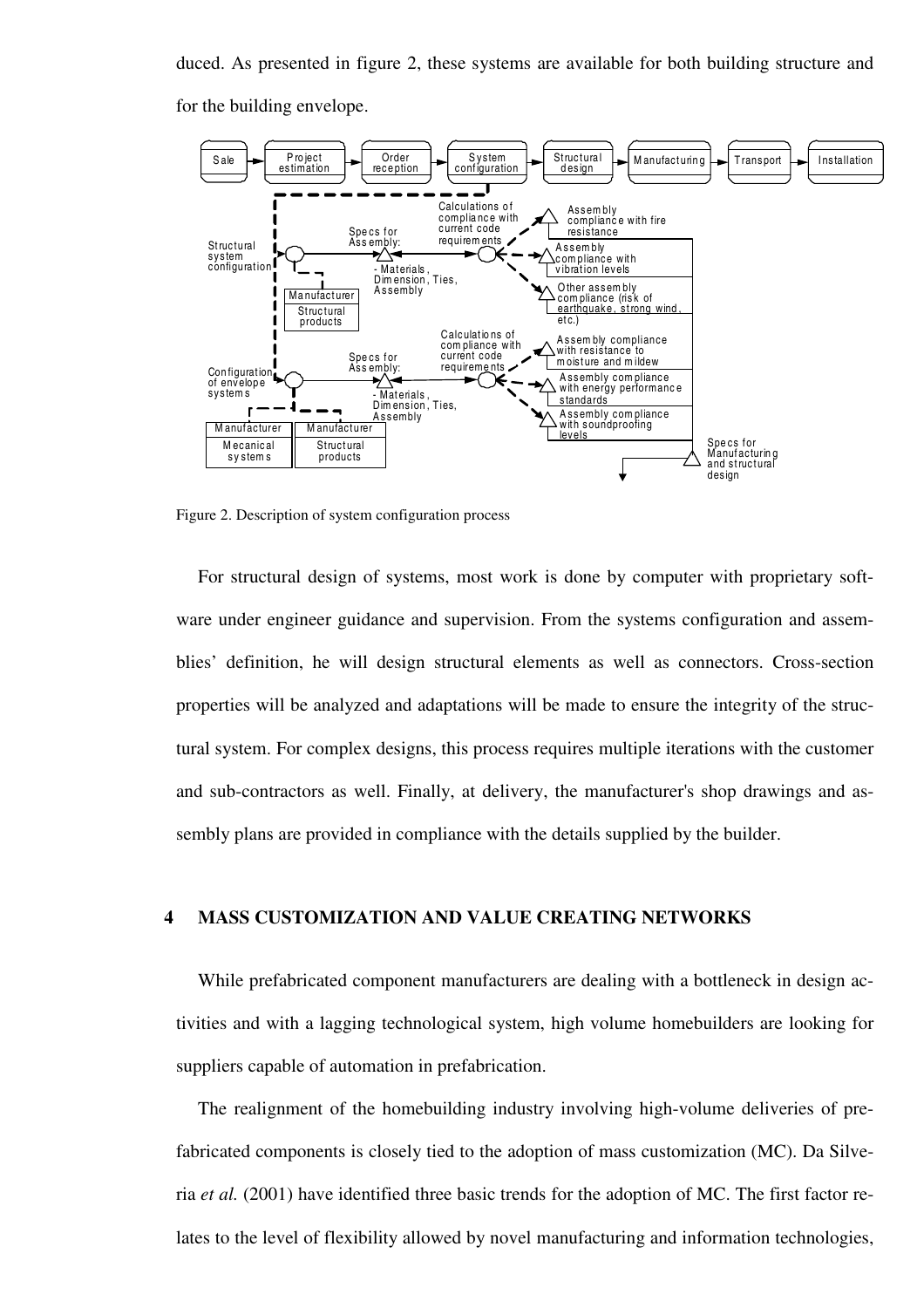duced. As presented in figure 2, these systems are available for both building structure and for the building envelope.

Figure 2. Description of system configuration process

For structural design of systems, most work is done by computer with proprietary software under engineer guidance and supervision. From the systems configuration and assemblies' definition, he will design structural elements as well as connectors. Cross-section properties will be analyzed and adaptations will be made to ensure the integrity of the structural system. For complex designs, this process requires multiple iterations with the customer and sub-contractors as well. Finally, at delivery, the manufacturer's shop drawings and assembly plans are provided in compliance with the details supplied by the builder.

## 4 MASS CUSTOMIZATION AND VALUE CREATING NETWORKS

While prefabricated component manufacturers are dealing with a bottleneck in design activities and with a lagging technological system, high volume homebuilders are looking for suppliers capable of automation in prefabrication.

The realignment of the homebuilding industry involving high-volume deliveries of prefabricated components is closely tied to the adoption of mass customization (MC). Da Silveria *et al.* (2001) have identified three basic trends for the adoption of MC. The first factor relates to the level of flexibility allowed by novel manufacturing and information technologies,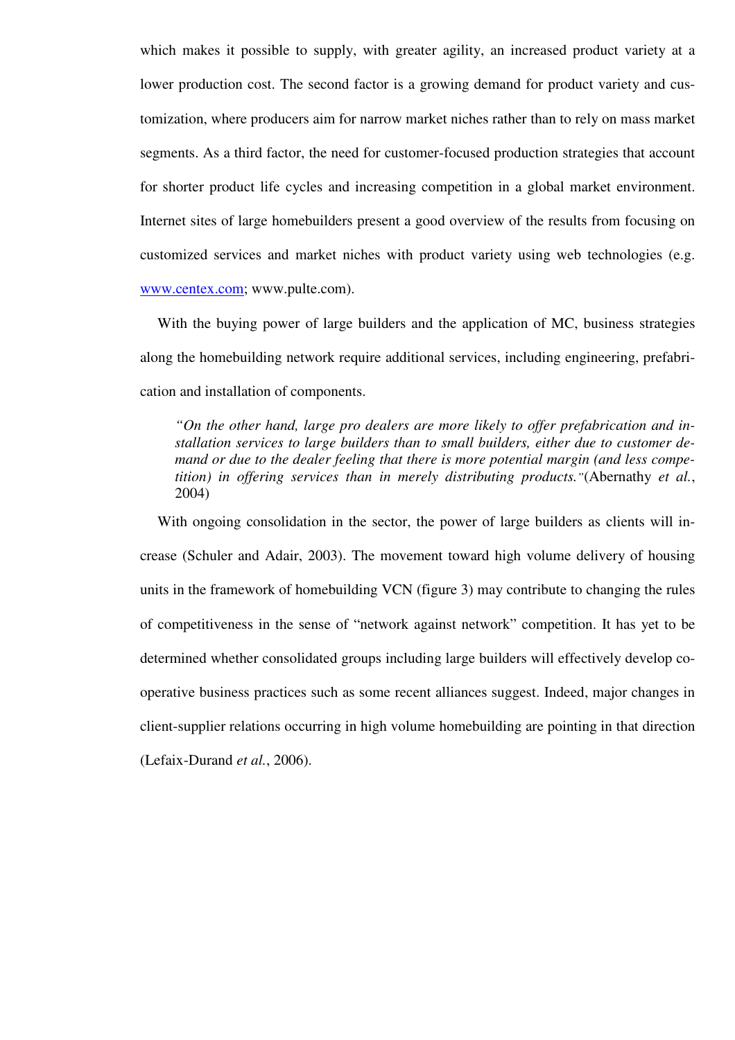which makes it possible to supply, with greater agility, an increased product variety at a lower production cost. The second factor is a growing demand for product variety and customization, where producers aim for narrow market niches rather than to rely on mass market segments. As a third factor, the need for customer-focused production strategies that account for shorter product life cycles and increasing competition in a global market environment. Internet sites of large homebuilders present a good overview of the results from focusing on customized services and market niches with product variety using web technologies (e.g. www.centex.com; www.pulte.com).

With the buying power of large builders and the application of MC, business strategies along the homebuilding network require additional services, including engineering, prefabrication and installation of components.

> *"On the other hand, large pro dealers are more likely to offer prefabrication and installation services to large builders than to small builders, either due to customer demand or due to the dealer feeling that there is more potential margin (and less competition) in offering services than in merely distributing products."*(Abernathy *et al.*, 2004)

With ongoing consolidation in the sector, the power of large builders as clients will increase (Schuler and Adair, 2003). The movement toward high volume delivery of housing units in the framework of homebuilding VCN (figure 3) may contribute to changing the rules of competitiveness in the sense of "network against network" competition. It has yet to be determined whether consolidated groups including large builders will effectively develop cooperative business practices such as some recent alliances suggest. Indeed, major changes in client-supplier relations occurring in high volume homebuilding are pointing in that direction (Lefaix-Durand *et al.*, 2006).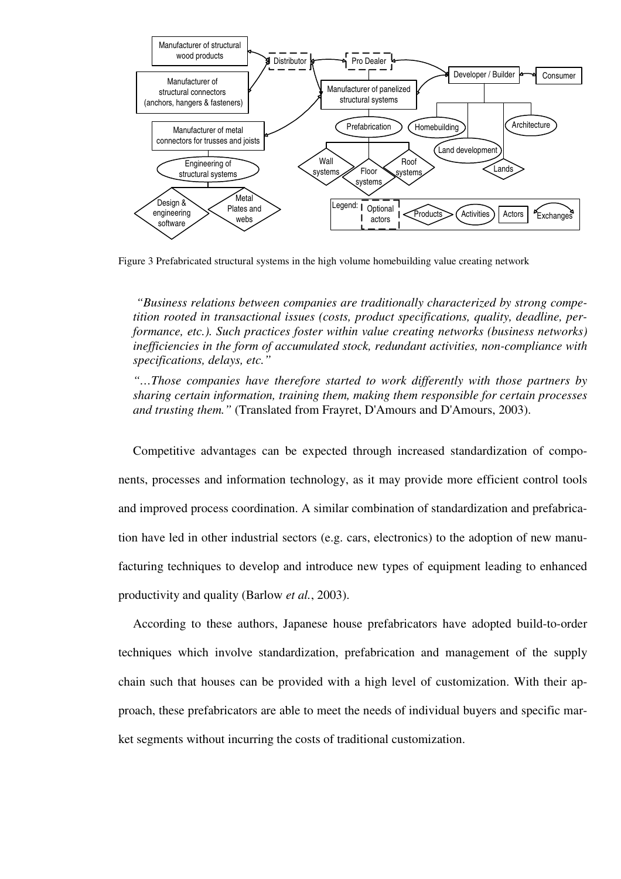Figure 3 Prefabricated structural systems in the high volume homebuilding value creating network

*"Business relations between companies are traditionally characterized by strong competition rooted in transactional issues (costs, product specifications, quality, deadline, performance, etc.). Such practices foster within value creating networks (business networks) inefficiencies in the form of accumulated stock, redundant activities, non-compliance with specifications, delays, etc."*

*"…Those companies have therefore started to work differently with those partners by sharing certain information, training them, making them responsible for certain processes and trusting them."* (Translated from Frayret, D'Amours and D'Amours, 2003).

Competitive advantages can be expected through increased standardization of components, processes and information technology, as it may provide more efficient control tools and improved process coordination. A similar combination of standardization and prefabrication have led in other industrial sectors (e.g. cars, electronics) to the adoption of new manufacturing techniques to develop and introduce new types of equipment leading to enhanced productivity and quality (Barlow *et al.*, 2003).

According to these authors, Japanese house prefabricators have adopted build-to-order techniques which involve standardization, prefabrication and management of the supply chain such that houses can be provided with a high level of customization. With their approach, these prefabricators are able to meet the needs of individual buyers and specific market segments without incurring the costs of traditional customization.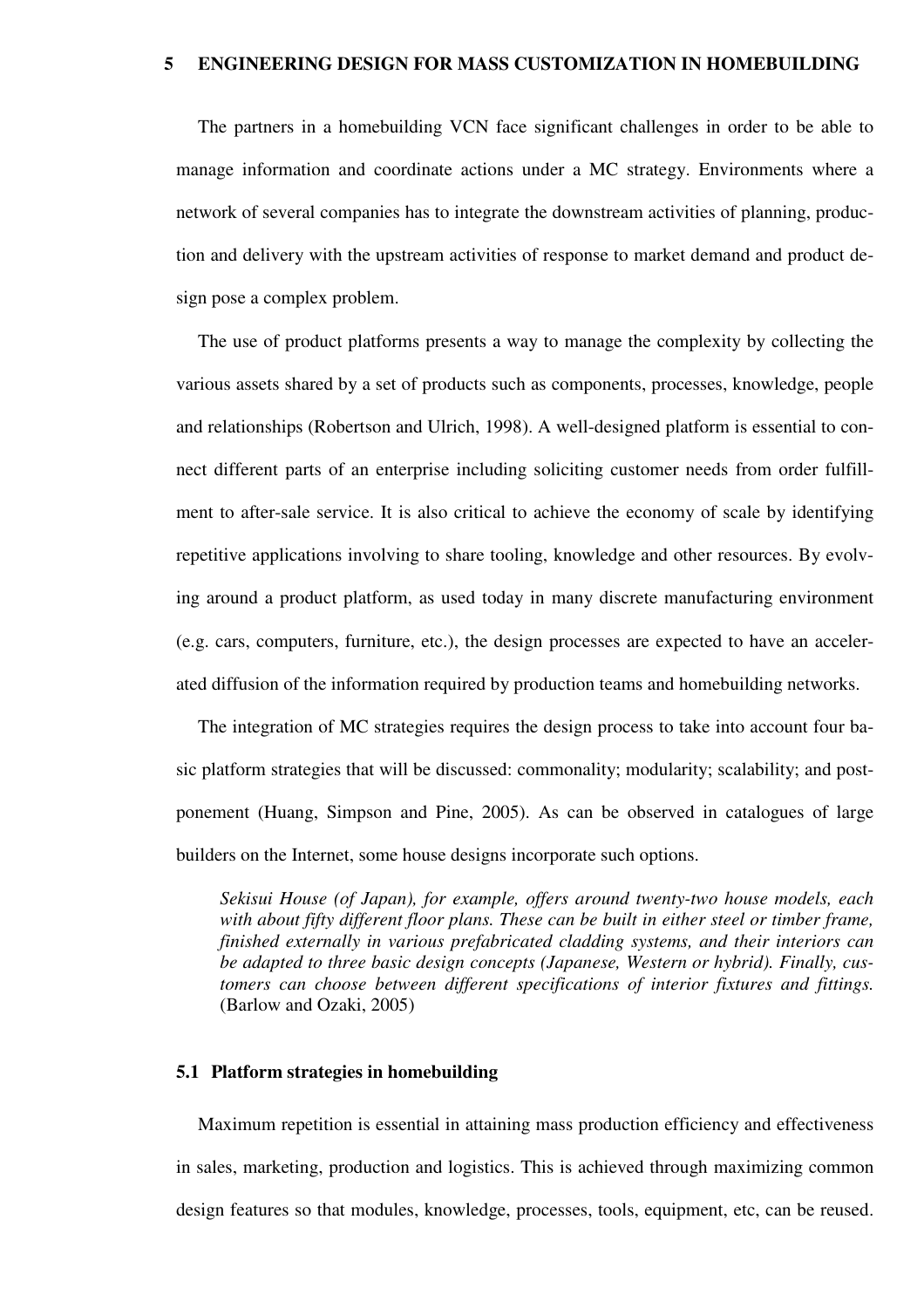# 5 ENGINEERING DESIGN FOR MASS CUSTOMIZATION IN HOMEBUILDING

The partners in a homebuilding VCN face significant challenges in order to be able to manage information and coordinate actions under a MC strategy. Environments where a network of several companies has to integrate the downstream activities of planning, production and delivery with the upstream activities of response to market demand and product design pose a complex problem.

The use of product platforms presents a way to manage the complexity by collecting the various assets shared by a set of products such as components, processes, knowledge, people and relationships (Robertson and Ulrich, 1998). A well-designed platform is essential to connect different parts of an enterprise including soliciting customer needs from order fulfillment to after-sale service. It is also critical to achieve the economy of scale by identifying repetitive applications involving to share tooling, knowledge and other resources. By evolving around a product platform, as used today in many discrete manufacturing environment (e.g. cars, computers, furniture, etc.), the design processes are expected to have an accelerated diffusion of the information required by production teams and homebuilding networks.

The integration of MC strategies requires the design process to take into account four basic platform strategies that will be discussed: commonality; modularity; scalability; and postponement (Huang, Simpson and Pine, 2005). As can be observed in catalogues of large builders on the Internet, some house designs incorporate such options.

> *Sekisui House (of Japan), for example, offers around twenty-two house models, each with about fifty different floor plans. These can be built in either steel or timber frame, finished externally in various prefabricated cladding systems, and their interiors can be adapted to three basic design concepts (Japanese, Western or hybrid). Finally, customers can choose between different specifications of interior fixtures and fittings.* (Barlow and Ozaki, 2005)

## 5.1 Platform strategies in homebuilding

Maximum repetition is essential in attaining mass production efficiency and effectiveness in sales, marketing, production and logistics. This is achieved through maximizing common design features so that modules, knowledge, processes, tools, equipment, etc, can be reused.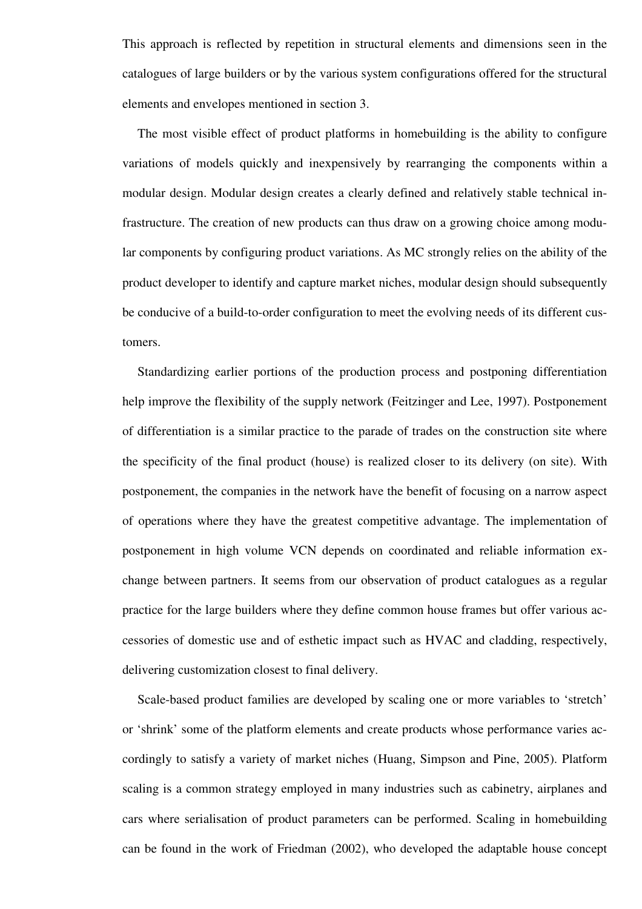This approach is reflected by repetition in structural elements and dimensions seen in the catalogues of large builders or by the various system configurations offered for the structural elements and envelopes mentioned in section 3.

The most visible effect of product platforms in homebuilding is the ability to configure variations of models quickly and inexpensively by rearranging the components within a modular design. Modular design creates a clearly defined and relatively stable technical infrastructure. The creation of new products can thus draw on a growing choice among modular components by configuring product variations. As MC strongly relies on the ability of the product developer to identify and capture market niches, modular design should subsequently be conducive of a build-to-order configuration to meet the evolving needs of its different customers.

Standardizing earlier portions of the production process and postponing differentiation help improve the flexibility of the supply network (Feitzinger and Lee, 1997). Postponement of differentiation is a similar practice to the parade of trades on the construction site where the specificity of the final product (house) is realized closer to its delivery (on site). With postponement, the companies in the network have the benefit of focusing on a narrow aspect of operations where they have the greatest competitive advantage. The implementation of postponement in high volume VCN depends on coordinated and reliable information exchange between partners. It seems from our observation of product catalogues as a regular practice for the large builders where they define common house frames but offer various accessories of domestic use and of esthetic impact such as HVAC and cladding, respectively, delivering customization closest to final delivery.

Scale-based product families are developed by scaling one or more variables to 'stretch' or 'shrink' some of the platform elements and create products whose performance varies accordingly to satisfy a variety of market niches (Huang, Simpson and Pine, 2005). Platform scaling is a common strategy employed in many industries such as cabinetry, airplanes and cars where serialisation of product parameters can be performed. Scaling in homebuilding can be found in the work of Friedman (2002), who developed the adaptable house concept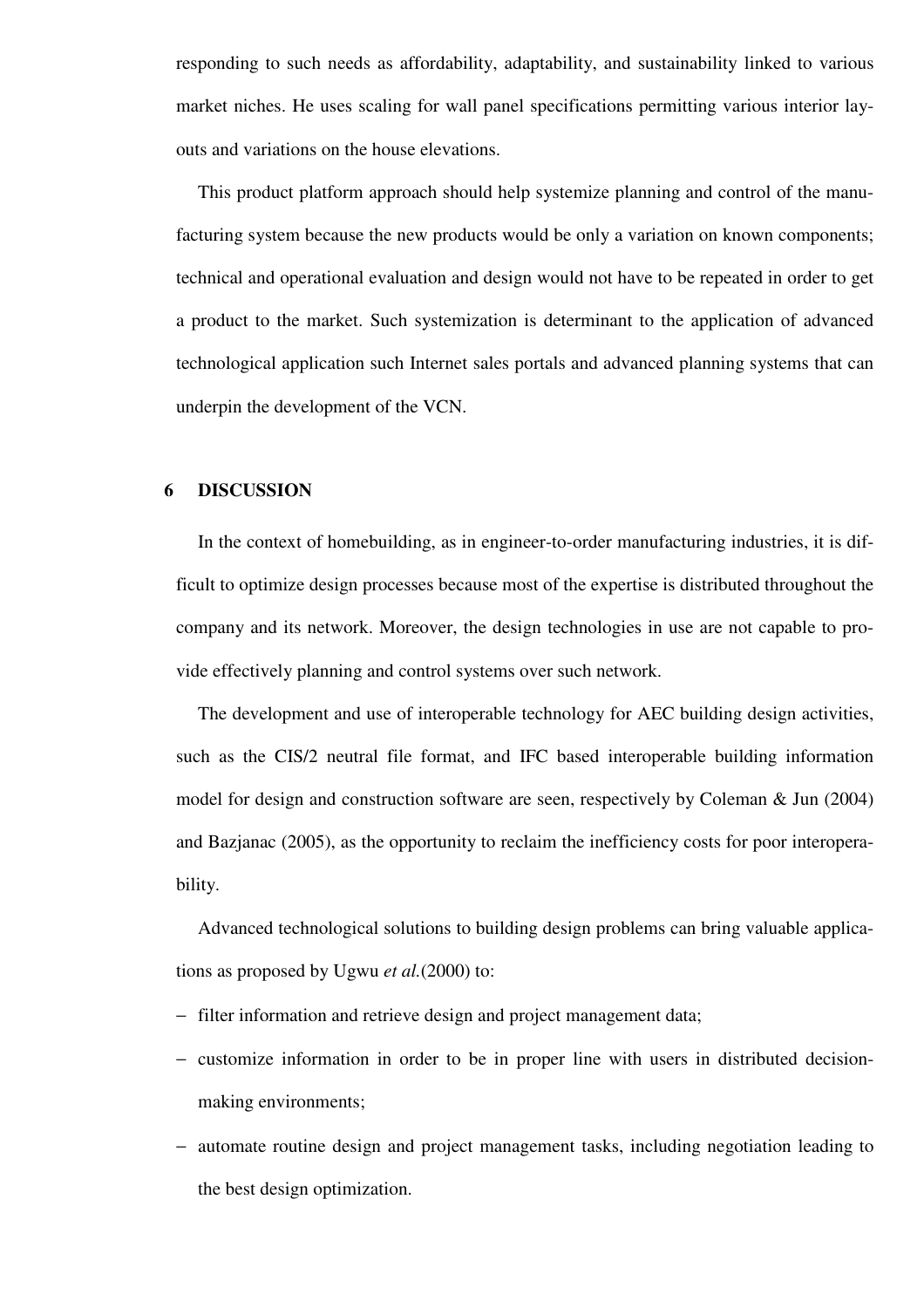responding to such needs as affordability, adaptability, and sustainability linked to various market niches. He uses scaling for wall panel specifications permitting various interior layouts and variations on the house elevations.

This product platform approach should help systemize planning and control of the manufacturing system because the new products would be only a variation on known components; technical and operational evaluation and design would not have to be repeated in order to get a product to the market. Such systemization is determinant to the application of advanced technological application such Internet sales portals and advanced planning systems that can underpin the development of the VCN.

## 6 DISCUSSION

In the context of homebuilding, as in engineer-to-order manufacturing industries, it is difficult to optimize design processes because most of the expertise is distributed throughout the company and its network. Moreover, the design technologies in use are not capable to provide effectively planning and control systems over such network.

The development and use of interoperable technology for AEC building design activities, such as the CIS/2 neutral file format, and IFC based interoperable building information model for design and construction software are seen, respectively by Coleman & Jun (2004) and Bazjanac (2005), as the opportunity to reclaim the inefficiency costs for poor interoperability.

Advanced technological solutions to building design problems can bring valuable applications as proposed by Ugwu *et al.*(2000) to:

- filter information and retrieve design and project management data;
- customize information in order to be in proper line with users in distributed decision-making environments;
- automate routine design and project management tasks, including negotiation leading to the best design optimization.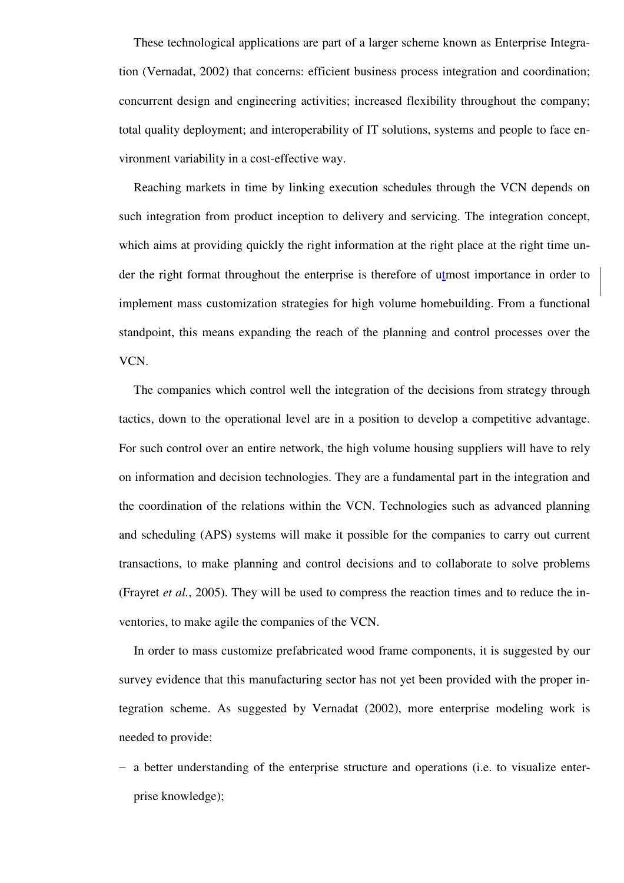These technological applications are part of a larger scheme known as Enterprise Integration (Vernadat, 2002) that concerns: efficient business process integration and coordination; concurrent design and engineering activities; increased flexibility throughout the company; total quality deployment; and interoperability of IT solutions, systems and people to face environment variability in a cost-effective way.

Reaching markets in time by linking execution schedules through the VCN depends on such integration from product inception to delivery and servicing. The integration concept, which aims at providing quickly the right information at the right place at the right time under the right format throughout the enterprise is therefore of utmost importance in order to implement mass customization strategies for high volume homebuilding. From a functional standpoint, this means expanding the reach of the planning and control processes over the VCN.

The companies which control well the integration of the decisions from strategy through tactics, down to the operational level are in a position to develop a competitive advantage. For such control over an entire network, the high volume housing suppliers will have to rely on information and decision technologies. They are a fundamental part in the integration and the coordination of the relations within the VCN. Technologies such as advanced planning and scheduling (APS) systems will make it possible for the companies to carry out current transactions, to make planning and control decisions and to collaborate to solve problems (Frayret *et al.*, 2005). They will be used to compress the reaction times and to reduce the inventories, to make agile the companies of the VCN.

In order to mass customize prefabricated wood frame components, it is suggested by our survey evidence that this manufacturing sector has not yet been provided with the proper integration scheme. As suggested by Vernadat (2002), more enterprise modeling work is needed to provide:

- a better understanding of the enterprise structure and operations (i.e. to visualize enterprise knowledge);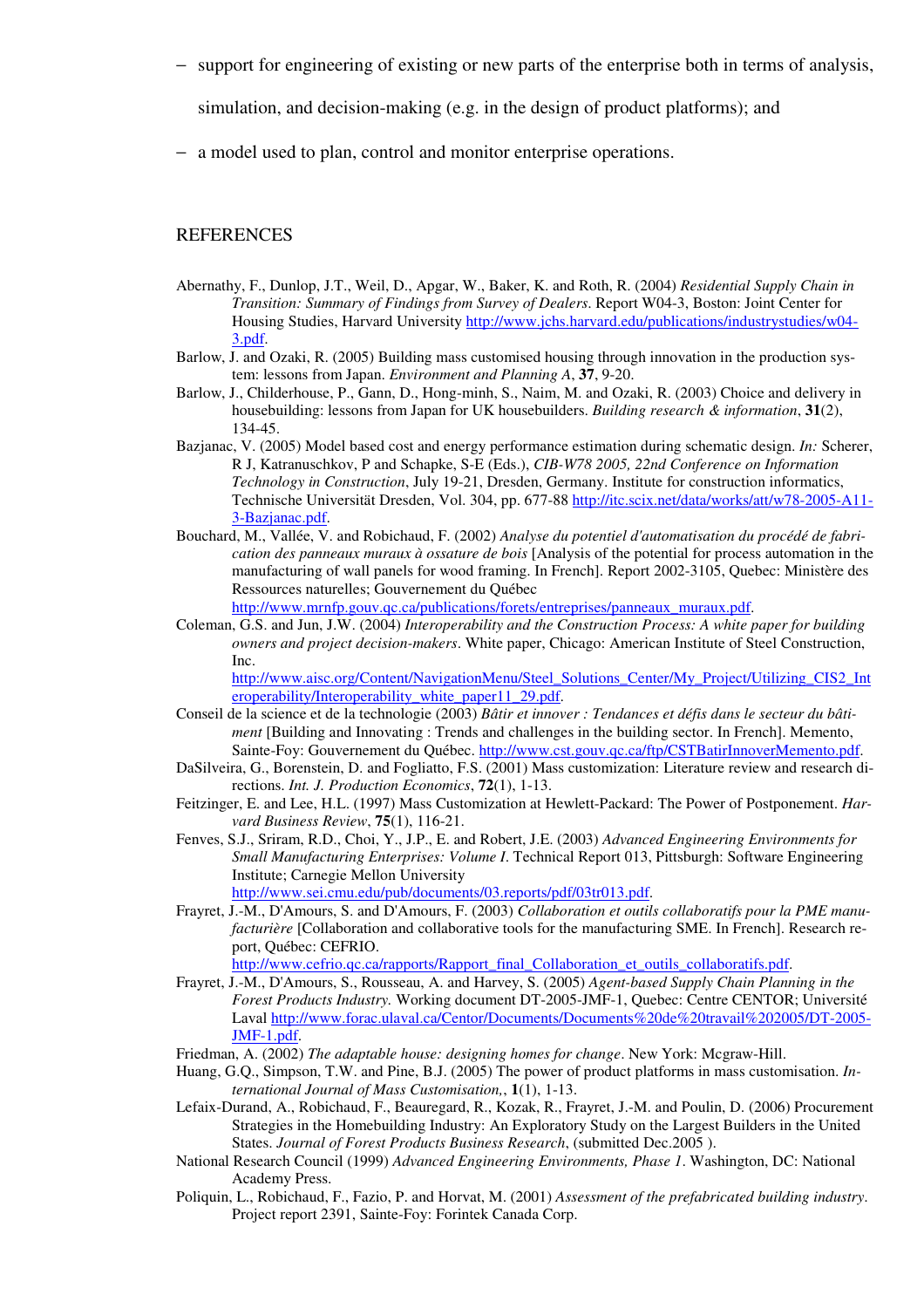- support for engineering of existing or new parts of the enterprise both in terms of analysis, simulation, and decision-making (e.g. in the design of product platforms); and
- a model used to plan, control and monitor enterprise operations.

## REFERENCES

Abernathy, F., Dunlop, J.T., Weil, D., Apgar, W., Baker, K. and Roth, R. (2004) *Residential Supply Chain in Transition: Summary of Findings from Survey of Dealers*. Report W04-3, Boston: Joint Center for Housing Studies, Harvard University http://www.jchs.harvard.edu/publications/industrystudies/w04-3.pdf.

Barlow, J. and Ozaki, R. (2005) Building mass customised housing through innovation in the production system: lessons from Japan. *Environment and Planning A*, **37**, 9-20.

Barlow, J., Childerhouse, P., Gann, D., Hong-minh, S., Naim, M. and Ozaki, R. (2003) Choice and delivery in housebuilding: lessons from Japan for UK housebuilders. *Building research & information*, **31**(2), 134-45.

Bazjanac, V. (2005) Model based cost and energy performance estimation during schematic design. *In:* Scherer, R J, Katranuschkov, P and Schapke, S-E (Eds.), *CIB-W78 2005, 22nd Conference on Information Technology in Construction*, July 19-21, Dresden, Germany. Institute for construction informatics, Technische Universität Dresden, Vol. 304, pp. 677-88 http://itc.scix.net/data/works/att/w78-2005-A11-3-Bazjanac.pdf.

Bouchard, M., Vallée, V. and Robichaud, F. (2002) *Analyse du potentiel d'automatisation du procédé de fabrication des panneaux muraux à ossature de bois* [Analysis of the potential for process automation in the manufacturing of wall panels for wood framing. In French]. Report 2002-3105, Quebec: Ministère des Ressources naturelles; Gouvernement du Québec http://www.mrnfp.gouv.qc.ca/publications/forets/entreprises/panneaux_muraux.pdf.

Coleman, G.S. and Jun, J.W. (2004) *Interoperability and the Construction Process: A white paper for building owners and project decision-makers*. White paper, Chicago: American Institute of Steel Construction, Inc. http://www.aisc.org/Content/NavigationMenu/Steel_Solutions_Center/My_Project/Utilizing_CIS2_Interoperability/Interoperability_white_paper11_29.pdf.

Conseil de la science et de la technologie (2003) *Bâtir et innover : Tendances et défis dans le secteur du bâtiment* [Building and Innovating : Trends and challenges in the building sector. In French]. Memento, Sainte-Foy: Gouvernement du Québec. http://www.cst.gouv.qc.ca/ftp/CSTBatirInnoverMemento.pdf.

DaSilveira, G., Borenstein, D. and Fogliatto, F.S. (2001) Mass customization: Literature review and research directions. *Int. J. Production Economics*, **72**(1), 1-13.

Feitzinger, E. and Lee, H.L. (1997) Mass Customization at Hewlett-Packard: The Power of Postponement. *Harvard Business Review*, **75**(1), 116-21.

Fenves, S.J., Sriram, R.D., Choi, Y., J.P., E. and Robert, J.E. (2003) *Advanced Engineering Environments for Small Manufacturing Enterprises: Volume I*. Technical Report 013, Pittsburgh: Software Engineering Institute; Carnegie Mellon University http://www.sei.cmu.edu/pub/documents/03.reports/pdf/03tr013.pdf.

Frayret, J.-M., D'Amours, S. and D'Amours, F. (2003) *Collaboration et outils collaboratifs pour la PME manufacturière* [Collaboration and collaborative tools for the manufacturing SME. In French]. Research report, Québec: CEFRIO. http://www.cefrio.qc.ca/rapports/Rapport_final_Collaboration_et_outils_collaboratifs.pdf.

Frayret, J.-M., D'Amours, S., Rousseau, A. and Harvey, S. (2005) *Agent-based Supply Chain Planning in the Forest Products Industry.* Working document DT-2005-JMF-1, Quebec: Centre CENTOR; Université Laval http://www.forac.ulaval.ca/Centor/Documents/Documents%20de%20travail%202005/DT-2005-JMF-1.pdf.

Friedman, A. (2002) *The adaptable house: designing homes for change*. New York: Mcgraw-Hill.

Huang, G.Q., Simpson, T.W. and Pine, B.J. (2005) The power of product platforms in mass customisation. *International Journal of Mass Customisation,*, **1**(1), 1-13.

Lefaix-Durand, A., Robichaud, F., Beauregard, R., Kozak, R., Frayret, J.-M. and Poulin, D. (2006) Procurement Strategies in the Homebuilding Industry: An Exploratory Study on the Largest Builders in the United States. *Journal of Forest Products Business Research*, (submitted Dec.2005 ).

National Research Council (1999) *Advanced Engineering Environments, Phase 1*. Washington, DC: National Academy Press.

Poliquin, L., Robichaud, F., Fazio, P. and Horvat, M. (2001) *Assessment of the prefabricated building industry*. Project report 2391, Sainte-Foy: Forintek Canada Corp.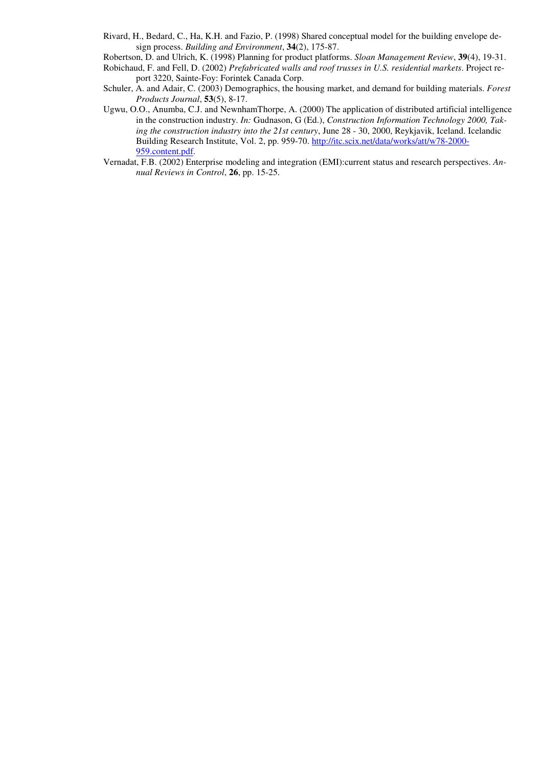Rivard, H., Bedard, C., Ha, K.H. and Fazio, P. (1998) Shared conceptual model for the building envelope design process. *Building and Environment*, **34**(2), 175-87.

Robertson, D. and Ulrich, K. (1998) Planning for product platforms. *Sloan Management Review*, **39**(4), 19-31.

Robichaud, F. and Fell, D. (2002) *Prefabricated walls and roof trusses in U.S. residential markets*. Project report 3220, Sainte-Foy: Forintek Canada Corp.

Schuler, A. and Adair, C. (2003) Demographics, the housing market, and demand for building materials. *Forest Products Journal*, **53**(5), 8-17.

Ugwu, O.O., Anumba, C.J. and NewnhamThorpe, A. (2000) The application of distributed artificial intelligence in the construction industry. *In:* Gudnason, G (Ed.), *Construction Information Technology 2000, Taking the construction industry into the 21st century*, June 28 - 30, 2000, Reykjavik, Iceland. Icelandic Building Research Institute, Vol. 2, pp. 959-70. [http://itc.scix.net/data/works/att/w78-2000-959.content.pdf](http://itc.scix.net/data/works/att/w78-2000-959.content.pdf).

Vernadat, F.B. (2002) Enterprise modeling and integration (EMI):current status and research perspectives. *Annual Reviews in Control*, **26**, pp. 15-25.